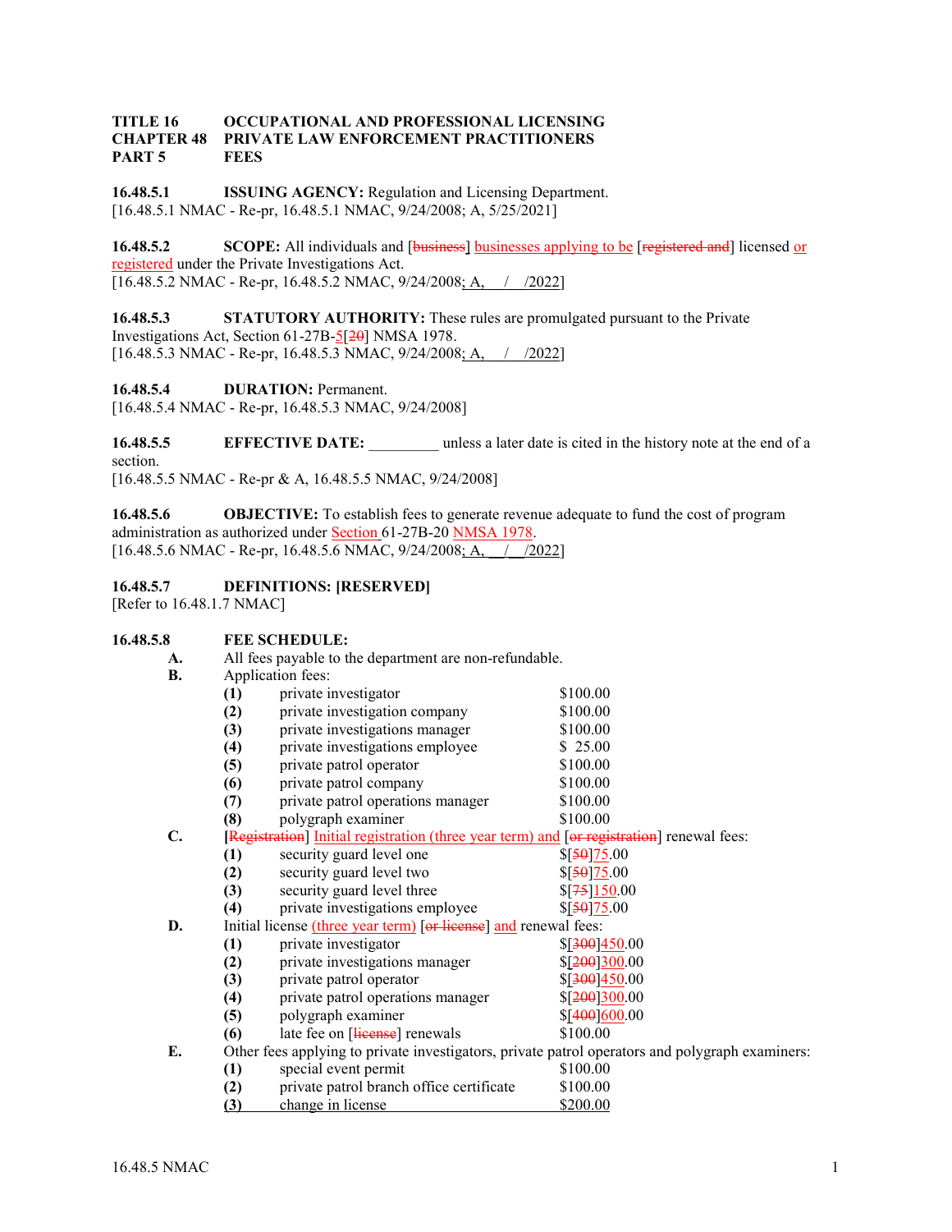**TITLE 16 OCCUPATIONAL AND PROFESSIONAL LICENSING**
**CHAPTER 48 PRIVATE LAW ENFORCEMENT PRACTITIONERS**
**PART 5 FEES**

**16.48.5.1 ISSUING AGENCY:** Regulation and Licensing Department.
[16.48.5.1 NMAC - Re-pr, 16.48.5.1 NMAC, 9/24/2008; A, 5/25/2021]

**16.48.5.2 SCOPE:** All individuals and [~~business~~] businesses applying to be [~~registered and~~] licensed or registered under the Private Investigations Act.
[16.48.5.2 NMAC - Re-pr, 16.48.5.2 NMAC, 9/24/2008; A, / /2022]

**16.48.5.3 STATUTORY AUTHORITY:** These rules are promulgated pursuant to the Private Investigations Act, Section 61-27B-5[~~20~~] NMSA 1978.
[16.48.5.3 NMAC - Re-pr, 16.48.5.3 NMAC, 9/24/2008; A, / /2022]

**16.48.5.4 DURATION:** Permanent.
[16.48.5.4 NMAC - Re-pr, 16.48.5.3 NMAC, 9/24/2008]

**16.48.5.5 EFFECTIVE DATE:** _________ unless a later date is cited in the history note at the end of a section.
[16.48.5.5 NMAC - Re-pr & A, 16.48.5.5 NMAC, 9/24/2008]

**16.48.5.6 OBJECTIVE:** To establish fees to generate revenue adequate to fund the cost of program administration as authorized under Section 61-27B-20 NMSA 1978.
[16.48.5.6 NMAC - Re-pr, 16.48.5.6 NMAC, 9/24/2008; A, __/__/2022]

**16.48.5.7 DEFINITIONS: [RESERVED]**
[Refer to 16.48.1.7 NMAC]

**16.48.5.8 FEE SCHEDULE:**

**A.** All fees payable to the department are non-refundable.

**B.** Application fees:
- **(1)** private investigator $100.00
- **(2)** private investigation company $100.00
- **(3)** private investigations manager $100.00
- **(4)** private investigations employee $ 25.00
- **(5)** private patrol operator $100.00
- **(6)** private patrol company $100.00
- **(7)** private patrol operations manager $100.00
- **(8)** polygraph examiner $100.00

**C.** [~~Registration~~] Initial registration (three year term) and [~~or registration~~] renewal fees:
- **(1)** security guard level one $[~~50~~]75.00
- **(2)** security guard level two $[~~50~~]75.00
- **(3)** security guard level three $[~~75~~]150.00
- **(4)** private investigations employee $[~~50~~]75.00

**D.** Initial license (three year term) [~~or license~~] and renewal fees:
- **(1)** private investigator $[~~300~~]450.00
- **(2)** private investigations manager $[~~200~~]300.00
- **(3)** private patrol operator $[~~300~~]450.00
- **(4)** private patrol operations manager $[~~200~~]300.00
- **(5)** polygraph examiner $[~~400~~]600.00
- **(6)** late fee on [~~license~~] renewals $100.00

**E.** Other fees applying to private investigators, private patrol operators and polygraph examiners:
- **(1)** special event permit $100.00
- **(2)** private patrol branch office certificate $100.00
- **(3)** change in license $200.00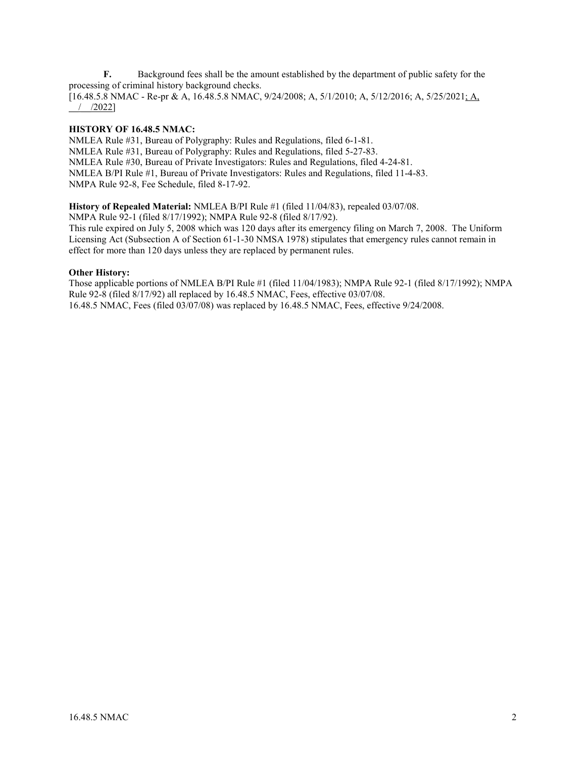**F.** Background fees shall be the amount established by the department of public safety for the processing of criminal history background checks.
[16.48.5.8 NMAC - Re-pr & A, 16.48.5.8 NMAC, 9/24/2008; A, 5/1/2010; A, 5/12/2016; A, 5/25/2021; A, __/__/2022]

**HISTORY OF 16.48.5 NMAC:**
NMLEA Rule #31, Bureau of Polygraphy: Rules and Regulations, filed 6-1-81.
NMLEA Rule #31, Bureau of Polygraphy: Rules and Regulations, filed 5-27-83.
NMLEA Rule #30, Bureau of Private Investigators: Rules and Regulations, filed 4-24-81.
NMLEA B/PI Rule #1, Bureau of Private Investigators: Rules and Regulations, filed 11-4-83.
NMPA Rule 92-8, Fee Schedule, filed 8-17-92.

**History of Repealed Material:** NMLEA B/PI Rule #1 (filed 11/04/83), repealed 03/07/08.
NMPA Rule 92-1 (filed 8/17/1992); NMPA Rule 92-8 (filed 8/17/92).
This rule expired on July 5, 2008 which was 120 days after its emergency filing on March 7, 2008. The Uniform Licensing Act (Subsection A of Section 61-1-30 NMSA 1978) stipulates that emergency rules cannot remain in effect for more than 120 days unless they are replaced by permanent rules.

**Other History:**
Those applicable portions of NMLEA B/PI Rule #1 (filed 11/04/1983); NMPA Rule 92-1 (filed 8/17/1992); NMPA Rule 92-8 (filed 8/17/92) all replaced by 16.48.5 NMAC, Fees, effective 03/07/08.
16.48.5 NMAC, Fees (filed 03/07/08) was replaced by 16.48.5 NMAC, Fees, effective 9/24/2008.